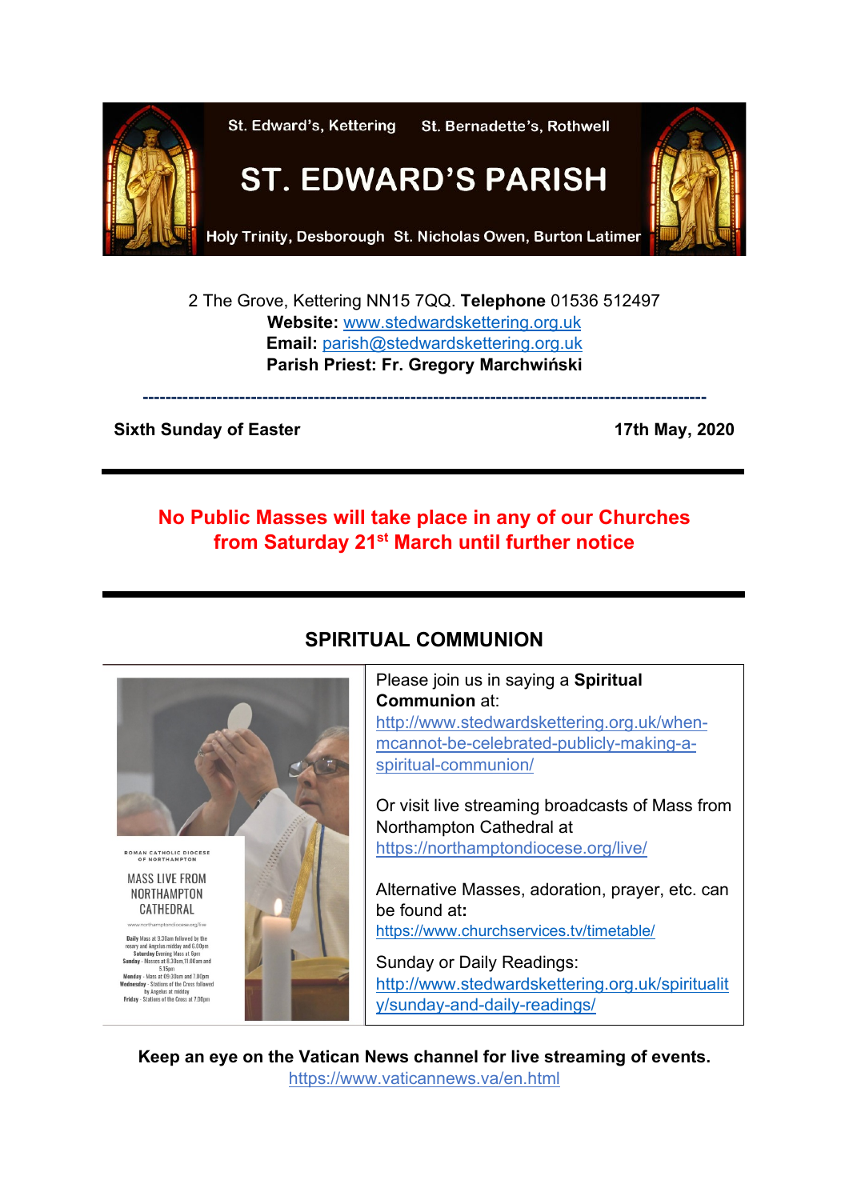St. Edward's, Kettering St. Bernadette's, Rothwell

# ST. EDWARD'S PARISH

Holy Trinity, Desborough St. Nicholas Owen, Burton Latimer

2 The Grove, Kettering NN15 7QQ. **Telephone** 01536 512497
**Website:** www.stedwardskettering.org.uk
**Email:** parish@stedwardskettering.org.uk
**Parish Priest: Fr. Gregory Marchwiński**

---

**Sixth Sunday of Easter** **17th May, 2020**

---

**No Public Masses will take place in any of our Churches from Saturday 21st March until further notice**

---

## SPIRITUAL COMMUNION

Please join us in saying a **Spiritual Communion** at:
http://www.stedwardskettering.org.uk/when-mcannot-be-celebrated-publicly-making-a-spiritual-communion/

Or visit live streaming broadcasts of Mass from Northampton Cathedral at
https://northamptondiocese.org/live/

Alternative Masses, adoration, prayer, etc. can be found at**:**
https://www.churchservices.tv/timetable/

Sunday or Daily Readings:
http://www.stedwardskettering.org.uk/spirituality/sunday-and-daily-readings/

**Keep an eye on the Vatican News channel for live streaming of events.**
https://www.vaticannews.va/en.html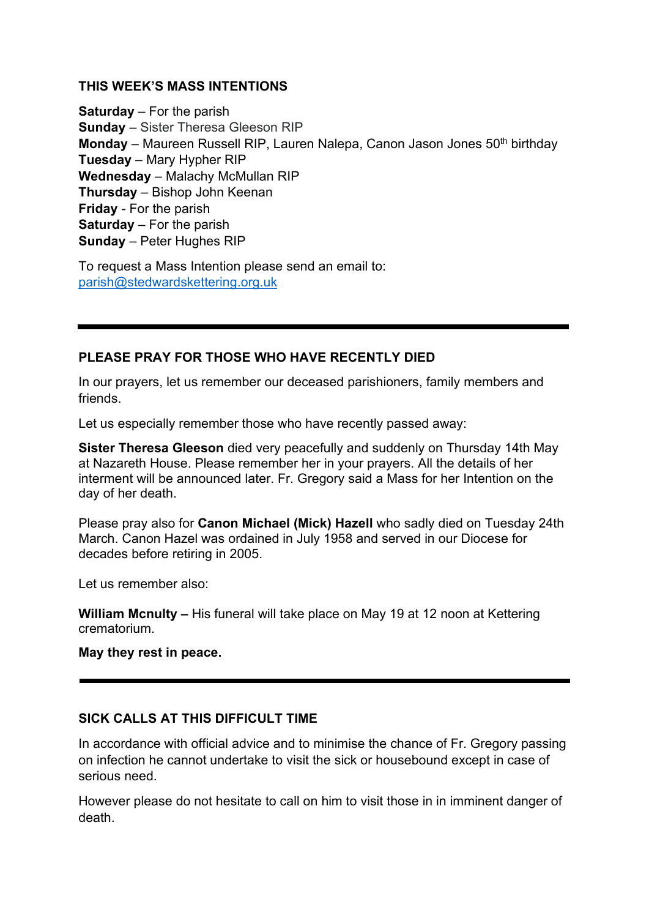## THIS WEEK'S MASS INTENTIONS

**Saturday** – For the parish
**Sunday** – Sister Theresa Gleeson RIP
**Monday** – Maureen Russell RIP, Lauren Nalepa, Canon Jason Jones 50th birthday
**Tuesday** – Mary Hypher RIP
**Wednesday** – Malachy McMullan RIP
**Thursday** – Bishop John Keenan
**Friday** - For the parish
**Saturday** – For the parish
**Sunday** – Peter Hughes RIP

To request a Mass Intention please send an email to:
parish@stedwardskettering.org.uk

---

## PLEASE PRAY FOR THOSE WHO HAVE RECENTLY DIED

In our prayers, let us remember our deceased parishioners, family members and friends.

Let us especially remember those who have recently passed away:

**Sister Theresa Gleeson** died very peacefully and suddenly on Thursday 14th May at Nazareth House. Please remember her in your prayers. All the details of her interment will be announced later. Fr. Gregory said a Mass for her Intention on the day of her death.

Please pray also for **Canon Michael (Mick) Hazell** who sadly died on Tuesday 24th March. Canon Hazel was ordained in July 1958 and served in our Diocese for decades before retiring in 2005.

Let us remember also:

**William Mcnulty –** His funeral will take place on May 19 at 12 noon at Kettering crematorium.

**May they rest in peace.**

---

## SICK CALLS AT THIS DIFFICULT TIME

In accordance with official advice and to minimise the chance of Fr. Gregory passing on infection he cannot undertake to visit the sick or housebound except in case of serious need.

However please do not hesitate to call on him to visit those in in imminent danger of death.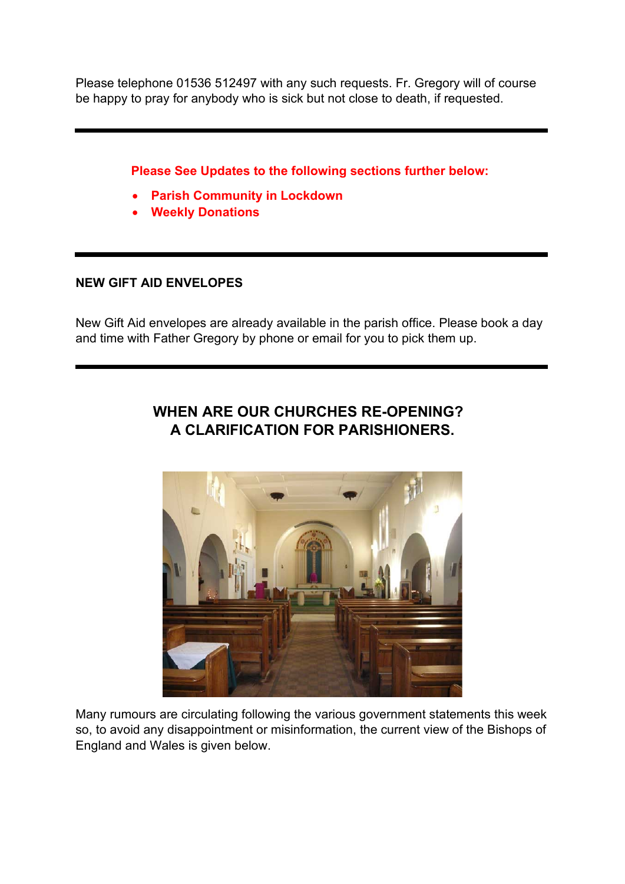Please telephone 01536 512497 with any such requests. Fr. Gregory will of course be happy to pray for anybody who is sick but not close to death, if requested.

---

**Please See Updates to the following sections further below:**

- **Parish Community in Lockdown**
- **Weekly Donations**

---

**NEW GIFT AID ENVELOPES**

New Gift Aid envelopes are already available in the parish office. Please book a day and time with Father Gregory by phone or email for you to pick them up.

---

## WHEN ARE OUR CHURCHES RE-OPENING?
## A CLARIFICATION FOR PARISHIONERS.

Many rumours are circulating following the various government statements this week so, to avoid any disappointment or misinformation, the current view of the Bishops of England and Wales is given below.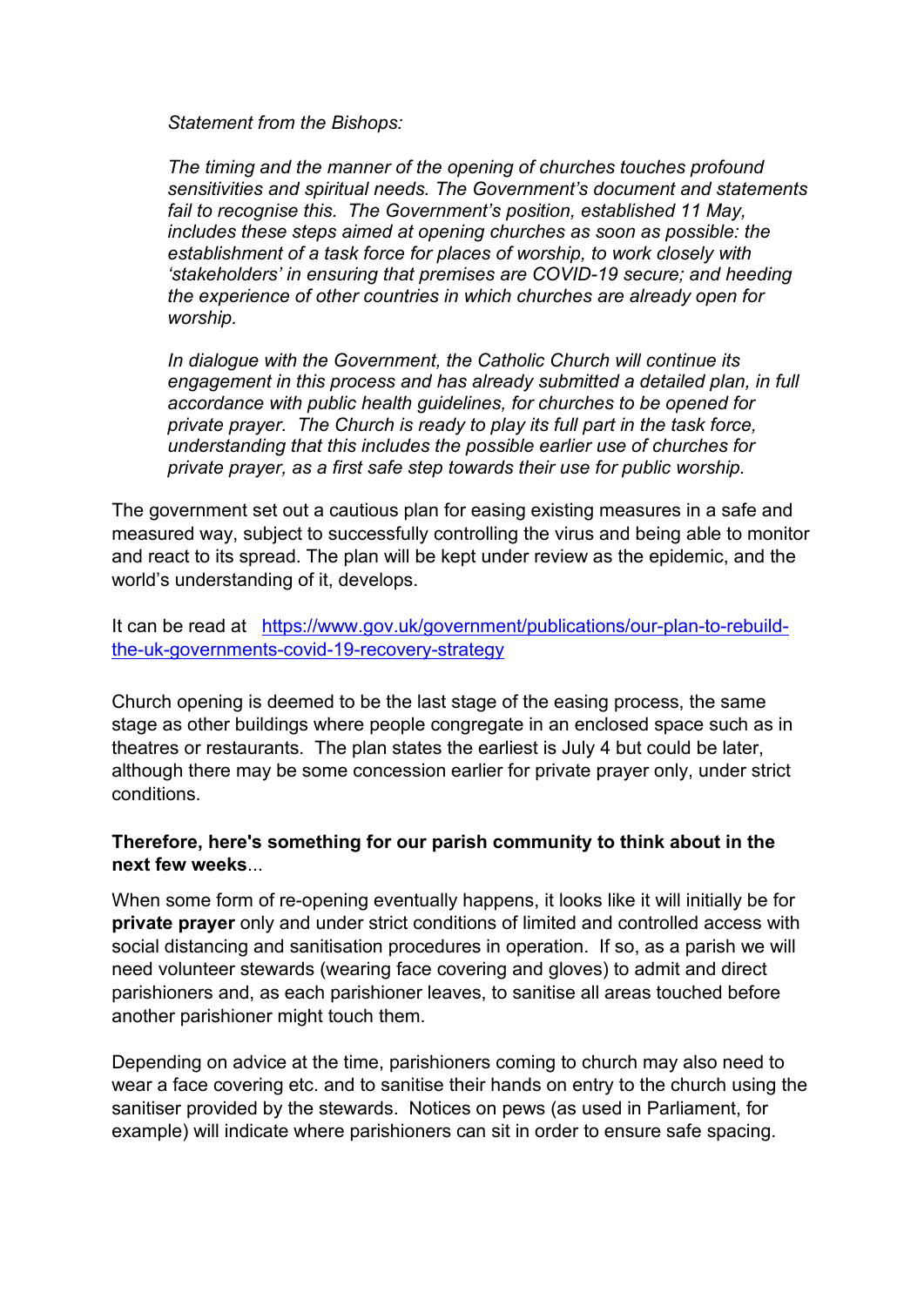*Statement from the Bishops:*

*The timing and the manner of the opening of churches touches profound sensitivities and spiritual needs. The Government's document and statements fail to recognise this. The Government's position, established 11 May, includes these steps aimed at opening churches as soon as possible: the establishment of a task force for places of worship, to work closely with 'stakeholders' in ensuring that premises are COVID-19 secure; and heeding the experience of other countries in which churches are already open for worship.*

*In dialogue with the Government, the Catholic Church will continue its engagement in this process and has already submitted a detailed plan, in full accordance with public health guidelines, for churches to be opened for private prayer. The Church is ready to play its full part in the task force, understanding that this includes the possible earlier use of churches for private prayer, as a first safe step towards their use for public worship.*

The government set out a cautious plan for easing existing measures in a safe and measured way, subject to successfully controlling the virus and being able to monitor and react to its spread. The plan will be kept under review as the epidemic, and the world's understanding of it, develops.

It can be read at [https://www.gov.uk/government/publications/our-plan-to-rebuild-the-uk-governments-covid-19-recovery-strategy](https://www.gov.uk/government/publications/our-plan-to-rebuild-the-uk-governments-covid-19-recovery-strategy)

Church opening is deemed to be the last stage of the easing process, the same stage as other buildings where people congregate in an enclosed space such as in theatres or restaurants. The plan states the earliest is July 4 but could be later, although there may be some concession earlier for private prayer only, under strict conditions.

**Therefore, here's something for our parish community to think about in the next few weeks**...

When some form of re-opening eventually happens, it looks like it will initially be for **private prayer** only and under strict conditions of limited and controlled access with social distancing and sanitisation procedures in operation. If so, as a parish we will need volunteer stewards (wearing face covering and gloves) to admit and direct parishioners and, as each parishioner leaves, to sanitise all areas touched before another parishioner might touch them.

Depending on advice at the time, parishioners coming to church may also need to wear a face covering etc. and to sanitise their hands on entry to the church using the sanitiser provided by the stewards. Notices on pews (as used in Parliament, for example) will indicate where parishioners can sit in order to ensure safe spacing.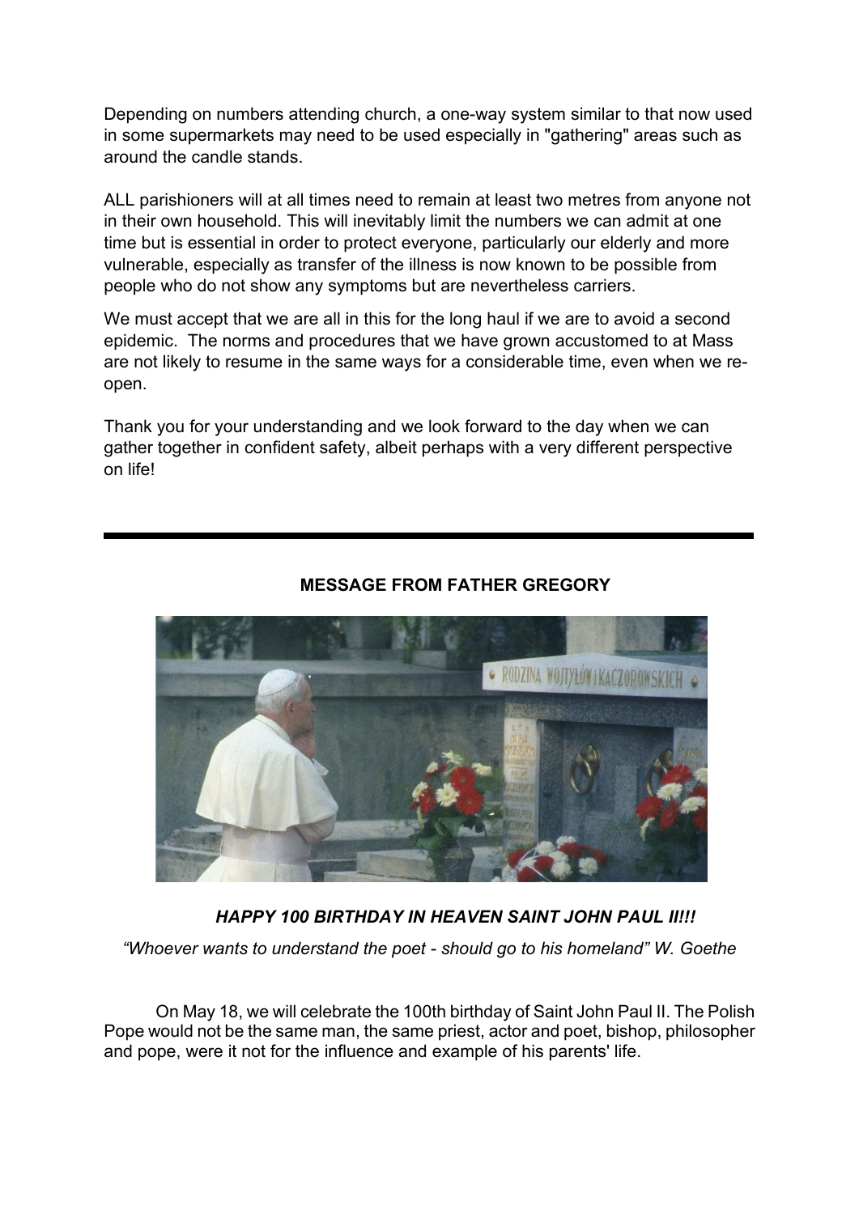Depending on numbers attending church, a one-way system similar to that now used in some supermarkets may need to be used especially in "gathering" areas such as around the candle stands.

ALL parishioners will at all times need to remain at least two metres from anyone not in their own household. This will inevitably limit the numbers we can admit at one time but is essential in order to protect everyone, particularly our elderly and more vulnerable, especially as transfer of the illness is now known to be possible from people who do not show any symptoms but are nevertheless carriers.

We must accept that we are all in this for the long haul if we are to avoid a second epidemic. The norms and procedures that we have grown accustomed to at Mass are not likely to resume in the same ways for a considerable time, even when we re-open.

Thank you for your understanding and we look forward to the day when we can gather together in confident safety, albeit perhaps with a very different perspective on life!

---

## MESSAGE FROM FATHER GREGORY

***HAPPY 100 BIRTHDAY IN HEAVEN SAINT JOHN PAUL II!!!***

*"Whoever wants to understand the poet - should go to his homeland" W. Goethe*

On May 18, we will celebrate the 100th birthday of Saint John Paul II. The Polish Pope would not be the same man, the same priest, actor and poet, bishop, philosopher and pope, were it not for the influence and example of his parents' life.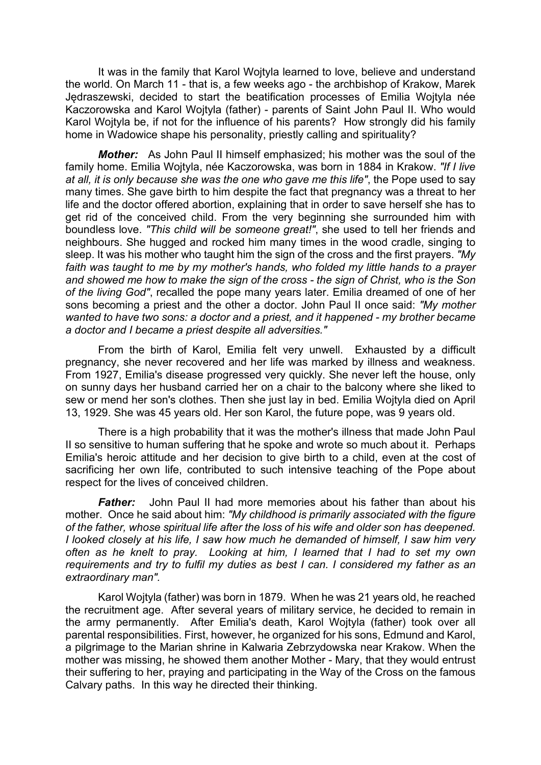It was in the family that Karol Wojtyla learned to love, believe and understand the world. On March 11 - that is, a few weeks ago - the archbishop of Krakow, Marek Jędraszewski, decided to start the beatification processes of Emilia Wojtyla née Kaczorowska and Karol Wojtyla (father) - parents of Saint John Paul II. Who would Karol Wojtyla be, if not for the influence of his parents? How strongly did his family home in Wadowice shape his personality, priestly calling and spirituality?

***Mother:*** As John Paul II himself emphasized; his mother was the soul of the family home. Emilia Wojtyla, née Kaczorowska, was born in 1884 in Krakow. *"If I live at all, it is only because she was the one who gave me this life"*, the Pope used to say many times. She gave birth to him despite the fact that pregnancy was a threat to her life and the doctor offered abortion, explaining that in order to save herself she has to get rid of the conceived child. From the very beginning she surrounded him with boundless love. *"This child will be someone great!"*, she used to tell her friends and neighbours. She hugged and rocked him many times in the wood cradle, singing to sleep. It was his mother who taught him the sign of the cross and the first prayers. *"My faith was taught to me by my mother's hands, who folded my little hands to a prayer and showed me how to make the sign of the cross - the sign of Christ, who is the Son of the living God"*, recalled the pope many years later. Emilia dreamed of one of her sons becoming a priest and the other a doctor. John Paul II once said: *"My mother wanted to have two sons: a doctor and a priest, and it happened - my brother became a doctor and I became a priest despite all adversities."*

From the birth of Karol, Emilia felt very unwell. Exhausted by a difficult pregnancy, she never recovered and her life was marked by illness and weakness. From 1927, Emilia's disease progressed very quickly. She never left the house, only on sunny days her husband carried her on a chair to the balcony where she liked to sew or mend her son's clothes. Then she just lay in bed. Emilia Wojtyla died on April 13, 1929. She was 45 years old. Her son Karol, the future pope, was 9 years old.

There is a high probability that it was the mother's illness that made John Paul II so sensitive to human suffering that he spoke and wrote so much about it. Perhaps Emilia's heroic attitude and her decision to give birth to a child, even at the cost of sacrificing her own life, contributed to such intensive teaching of the Pope about respect for the lives of conceived children.

***Father:*** John Paul II had more memories about his father than about his mother. Once he said about him: *"My childhood is primarily associated with the figure of the father, whose spiritual life after the loss of his wife and older son has deepened. I looked closely at his life, I saw how much he demanded of himself, I saw him very often as he knelt to pray. Looking at him, I learned that I had to set my own requirements and try to fulfil my duties as best I can. I considered my father as an extraordinary man"*.

Karol Wojtyla (father) was born in 1879. When he was 21 years old, he reached the recruitment age. After several years of military service, he decided to remain in the army permanently. After Emilia's death, Karol Wojtyla (father) took over all parental responsibilities. First, however, he organized for his sons, Edmund and Karol, a pilgrimage to the Marian shrine in Kalwaria Zebrzydowska near Krakow. When the mother was missing, he showed them another Mother - Mary, that they would entrust their suffering to her, praying and participating in the Way of the Cross on the famous Calvary paths. In this way he directed their thinking.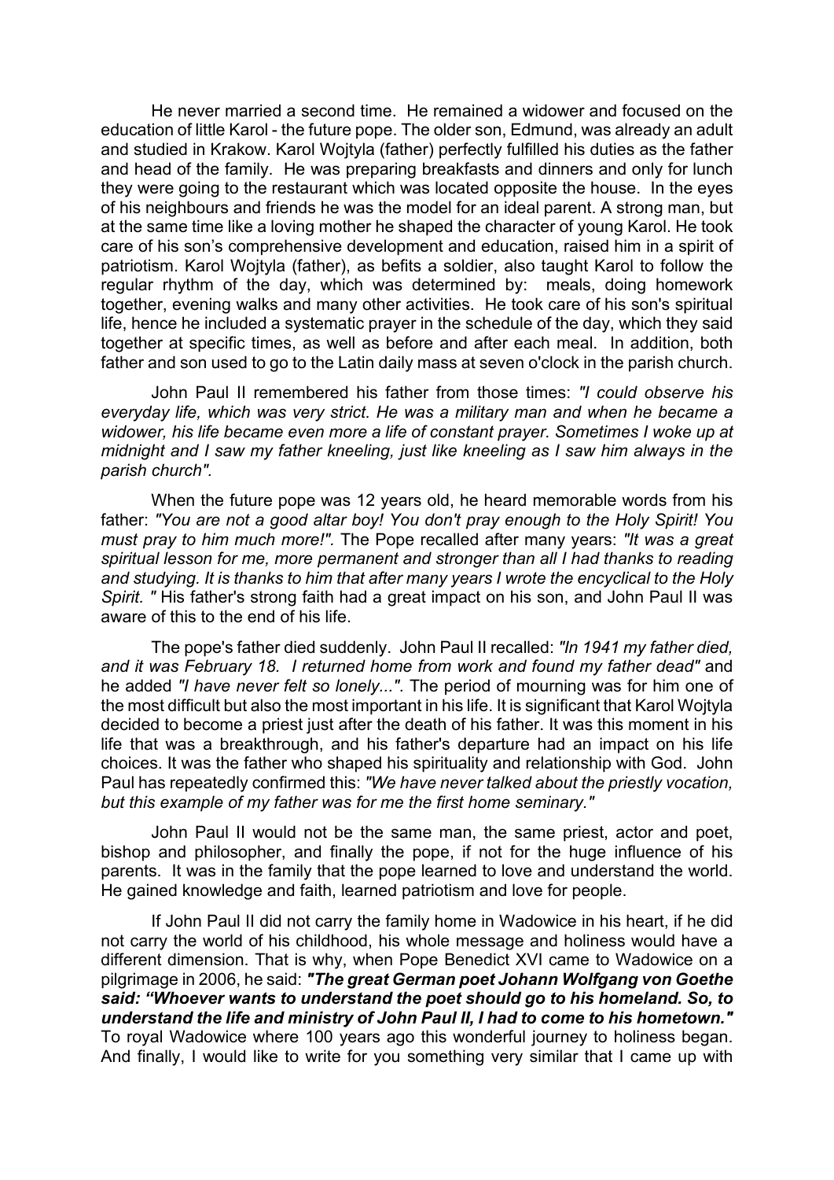He never married a second time. He remained a widower and focused on the education of little Karol - the future pope. The older son, Edmund, was already an adult and studied in Krakow. Karol Wojtyla (father) perfectly fulfilled his duties as the father and head of the family. He was preparing breakfasts and dinners and only for lunch they were going to the restaurant which was located opposite the house. In the eyes of his neighbours and friends he was the model for an ideal parent. A strong man, but at the same time like a loving mother he shaped the character of young Karol. He took care of his son's comprehensive development and education, raised him in a spirit of patriotism. Karol Wojtyla (father), as befits a soldier, also taught Karol to follow the regular rhythm of the day, which was determined by: meals, doing homework together, evening walks and many other activities. He took care of his son's spiritual life, hence he included a systematic prayer in the schedule of the day, which they said together at specific times, as well as before and after each meal. In addition, both father and son used to go to the Latin daily mass at seven o'clock in the parish church.

John Paul II remembered his father from those times: *"I could observe his everyday life, which was very strict. He was a military man and when he became a widower, his life became even more a life of constant prayer. Sometimes I woke up at midnight and I saw my father kneeling, just like kneeling as I saw him always in the parish church".*

When the future pope was 12 years old, he heard memorable words from his father: *"You are not a good altar boy! You don't pray enough to the Holy Spirit! You must pray to him much more!".* The Pope recalled after many years: *"It was a great spiritual lesson for me, more permanent and stronger than all I had thanks to reading and studying. It is thanks to him that after many years I wrote the encyclical to the Holy Spirit. "* His father's strong faith had a great impact on his son, and John Paul II was aware of this to the end of his life.

The pope's father died suddenly. John Paul II recalled: *"In 1941 my father died, and it was February 18. I returned home from work and found my father dead"* and he added *"I have never felt so lonely..."*. The period of mourning was for him one of the most difficult but also the most important in his life. It is significant that Karol Wojtyla decided to become a priest just after the death of his father. It was this moment in his life that was a breakthrough, and his father's departure had an impact on his life choices. It was the father who shaped his spirituality and relationship with God. John Paul has repeatedly confirmed this: *"We have never talked about the priestly vocation, but this example of my father was for me the first home seminary."*

John Paul II would not be the same man, the same priest, actor and poet, bishop and philosopher, and finally the pope, if not for the huge influence of his parents. It was in the family that the pope learned to love and understand the world. He gained knowledge and faith, learned patriotism and love for people.

If John Paul II did not carry the family home in Wadowice in his heart, if he did not carry the world of his childhood, his whole message and holiness would have a different dimension. That is why, when Pope Benedict XVI came to Wadowice on a pilgrimage in 2006, he said: ***"The great German poet Johann Wolfgang von Goethe said: "Whoever wants to understand the poet should go to his homeland. So, to understand the life and ministry of John Paul II, I had to come to his hometown."*** To royal Wadowice where 100 years ago this wonderful journey to holiness began. And finally, I would like to write for you something very similar that I came up with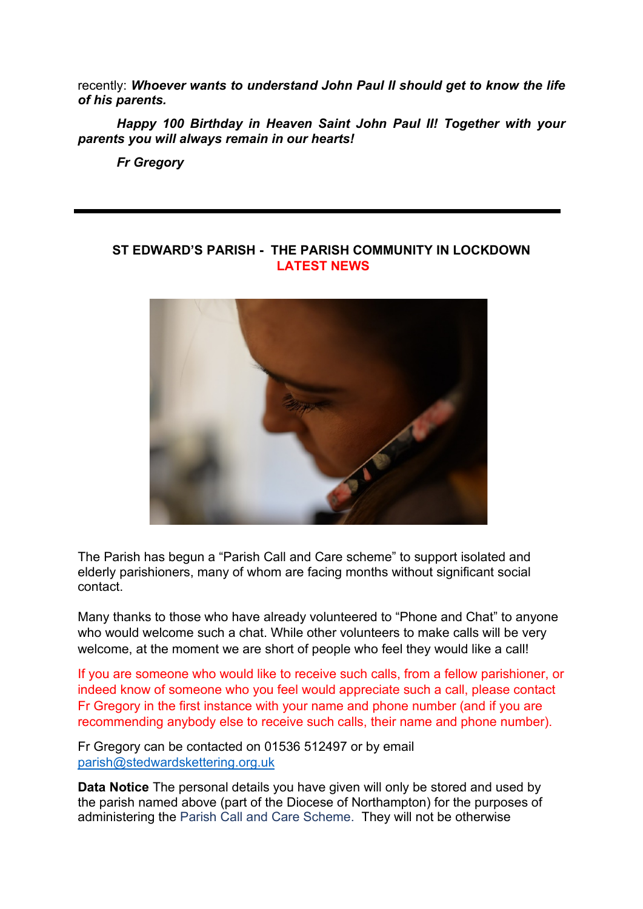recently: ***Whoever wants to understand John Paul II should get to know the life of his parents.***

***Happy 100 Birthday in Heaven Saint John Paul II! Together with your parents you will always remain in our hearts!***

***Fr Gregory***

---

**ST EDWARD'S PARISH - THE PARISH COMMUNITY IN LOCKDOWN**
**LATEST NEWS**

The Parish has begun a "Parish Call and Care scheme" to support isolated and elderly parishioners, many of whom are facing months without significant social contact.

Many thanks to those who have already volunteered to "Phone and Chat" to anyone who would welcome such a chat. While other volunteers to make calls will be very welcome, at the moment we are short of people who feel they would like a call!

If you are someone who would like to receive such calls, from a fellow parishioner, or indeed know of someone who you feel would appreciate such a call, please contact Fr Gregory in the first instance with your name and phone number (and if you are recommending anybody else to receive such calls, their name and phone number).

Fr Gregory can be contacted on 01536 512497 or by email parish@stedwardskettering.org.uk

**Data Notice** The personal details you have given will only be stored and used by the parish named above (part of the Diocese of Northampton) for the purposes of administering the Parish Call and Care Scheme. They will not be otherwise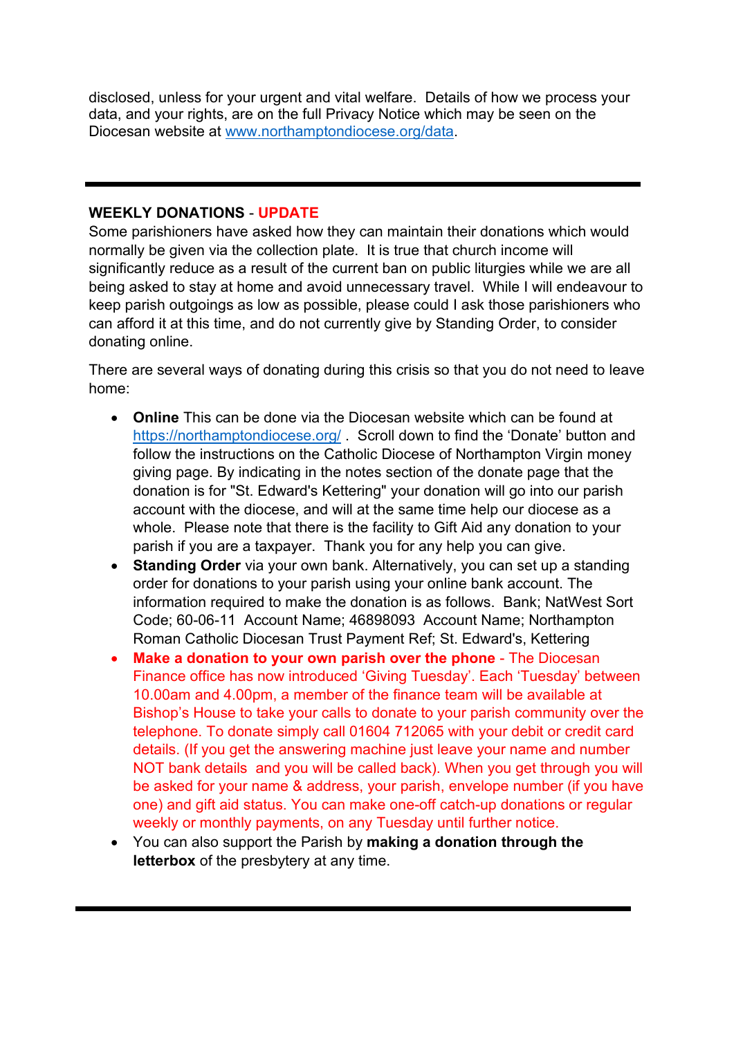disclosed, unless for your urgent and vital welfare. Details of how we process your data, and your rights, are on the full Privacy Notice which may be seen on the Diocesan website at www.northamptondiocese.org/data.

---

**WEEKLY DONATIONS** - **UPDATE**

Some parishioners have asked how they can maintain their donations which would normally be given via the collection plate. It is true that church income will significantly reduce as a result of the current ban on public liturgies while we are all being asked to stay at home and avoid unnecessary travel. While I will endeavour to keep parish outgoings as low as possible, please could I ask those parishioners who can afford it at this time, and do not currently give by Standing Order, to consider donating online.

There are several ways of donating during this crisis so that you do not need to leave home:

- **Online** This can be done via the Diocesan website which can be found at https://northamptondiocese.org/ . Scroll down to find the 'Donate' button and follow the instructions on the Catholic Diocese of Northampton Virgin money giving page. By indicating in the notes section of the donate page that the donation is for "St. Edward's Kettering" your donation will go into our parish account with the diocese, and will at the same time help our diocese as a whole. Please note that there is the facility to Gift Aid any donation to your parish if you are a taxpayer. Thank you for any help you can give.
- **Standing Order** via your own bank. Alternatively, you can set up a standing order for donations to your parish using your online bank account. The information required to make the donation is as follows. Bank; NatWest Sort Code; 60-06-11 Account Name; 46898093 Account Name; Northampton Roman Catholic Diocesan Trust Payment Ref; St. Edward's, Kettering
- **Make a donation to your own parish over the phone** - The Diocesan Finance office has now introduced 'Giving Tuesday'. Each 'Tuesday' between 10.00am and 4.00pm, a member of the finance team will be available at Bishop's House to take your calls to donate to your parish community over the telephone. To donate simply call 01604 712065 with your debit or credit card details. (If you get the answering machine just leave your name and number NOT bank details and you will be called back). When you get through you will be asked for your name & address, your parish, envelope number (if you have one) and gift aid status. You can make one-off catch-up donations or regular weekly or monthly payments, on any Tuesday until further notice.
- You can also support the Parish by **making a donation through the letterbox** of the presbytery at any time.

---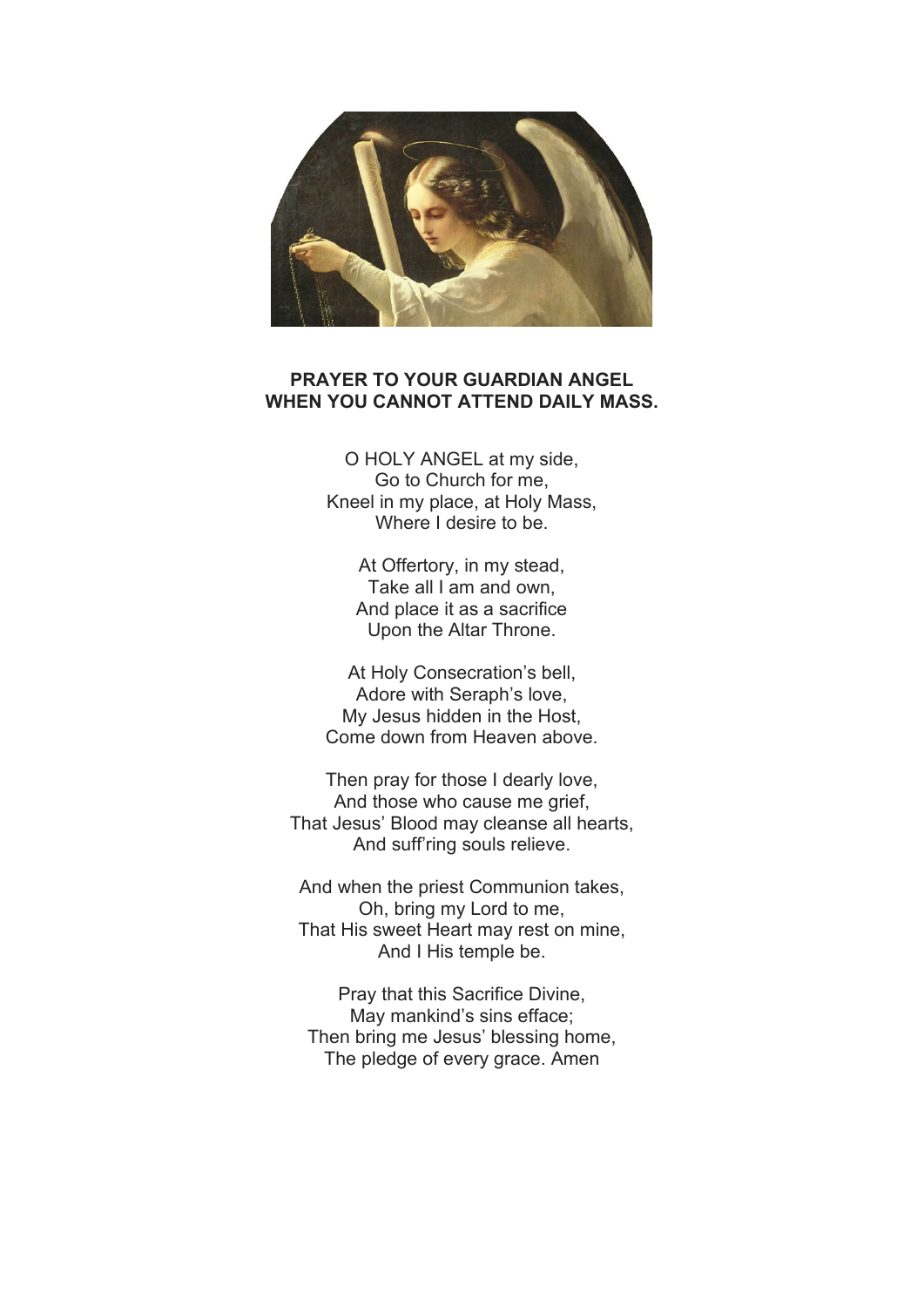**PRAYER TO YOUR GUARDIAN ANGEL**
**WHEN YOU CANNOT ATTEND DAILY MASS.**

O HOLY ANGEL at my side,
Go to Church for me,
Kneel in my place, at Holy Mass,
Where I desire to be.

At Offertory, in my stead,
Take all I am and own,
And place it as a sacrifice
Upon the Altar Throne.

At Holy Consecration's bell,
Adore with Seraph's love,
My Jesus hidden in the Host,
Come down from Heaven above.

Then pray for those I dearly love,
And those who cause me grief,
That Jesus' Blood may cleanse all hearts,
And suff'ring souls relieve.

And when the priest Communion takes,
Oh, bring my Lord to me,
That His sweet Heart may rest on mine,
And I His temple be.

Pray that this Sacrifice Divine,
May mankind's sins efface;
Then bring me Jesus' blessing home,
The pledge of every grace. Amen